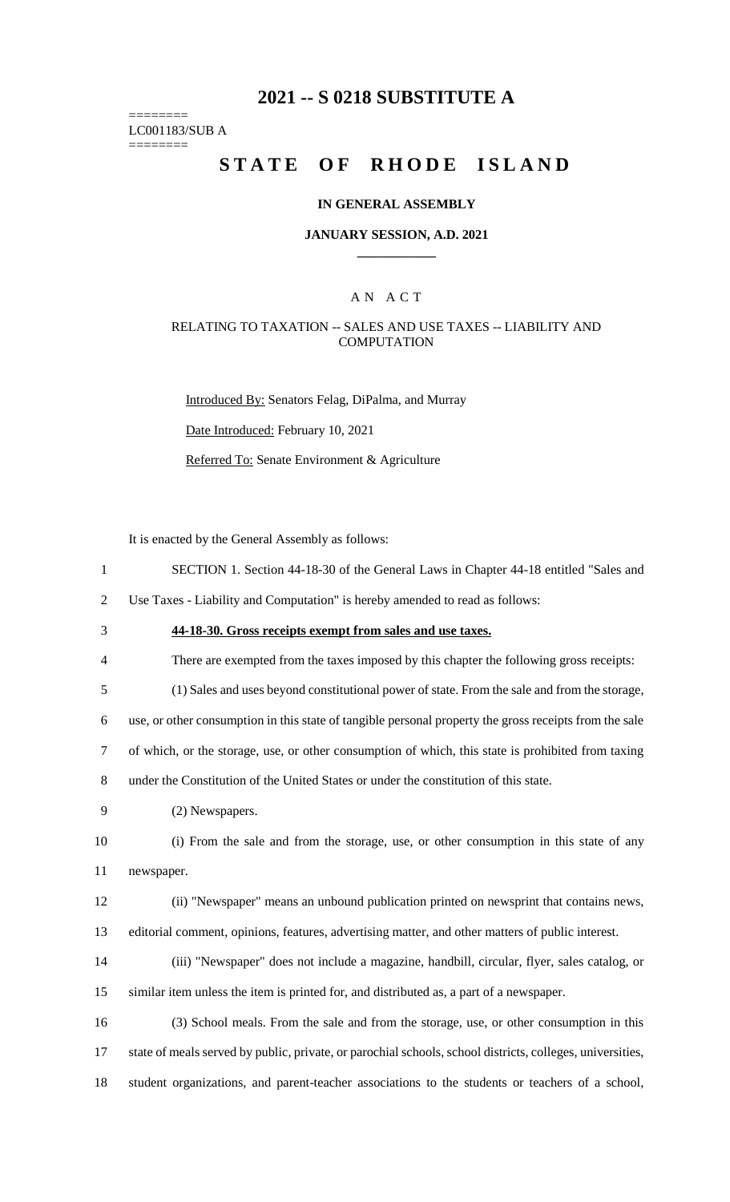# 2021 -- S 0218 SUBSTITUTE A

========
LC001183/SUB A
========

## STATE OF RHODE ISLAND

### IN GENERAL ASSEMBLY

### JANUARY SESSION, A.D. 2021

____________

A N A C T

RELATING TO TAXATION -- SALES AND USE TAXES -- LIABILITY AND COMPUTATION

Introduced By: Senators Felag, DiPalma, and Murray

Date Introduced: February 10, 2021

Referred To: Senate Environment & Agriculture

It is enacted by the General Assembly as follows:

1 SECTION 1. Section 44-18-30 of the General Laws in Chapter 44-18 entitled "Sales and
2 Use Taxes - Liability and Computation" is hereby amended to read as follows:

3 **44-18-30. Gross receipts exempt from sales and use taxes.**

4 There are exempted from the taxes imposed by this chapter the following gross receipts:

5 (1) Sales and uses beyond constitutional power of state. From the sale and from the storage,
6 use, or other consumption in this state of tangible personal property the gross receipts from the sale
7 of which, or the storage, use, or other consumption of which, this state is prohibited from taxing
8 under the Constitution of the United States or under the constitution of this state.

9 (2) Newspapers.

10 (i) From the sale and from the storage, use, or other consumption in this state of any
11 newspaper.

12 (ii) "Newspaper" means an unbound publication printed on newsprint that contains news,
13 editorial comment, opinions, features, advertising matter, and other matters of public interest.

14 (iii) "Newspaper" does not include a magazine, handbill, circular, flyer, sales catalog, or
15 similar item unless the item is printed for, and distributed as, a part of a newspaper.

16 (3) School meals. From the sale and from the storage, use, or other consumption in this
17 state of meals served by public, private, or parochial schools, school districts, colleges, universities,
18 student organizations, and parent-teacher associations to the students or teachers of a school,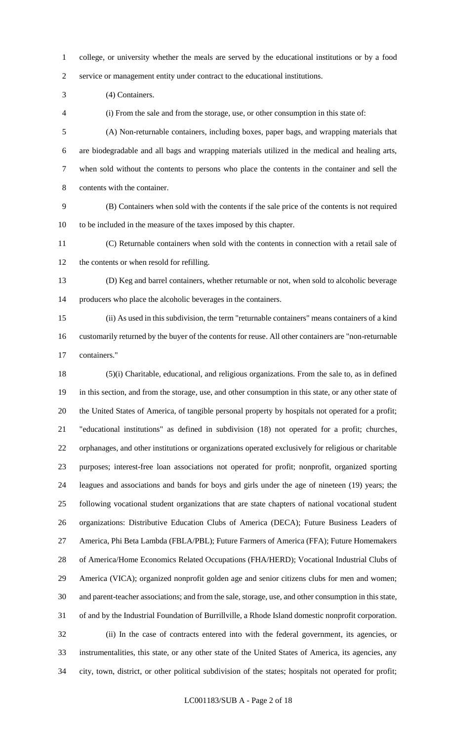college, or university whether the meals are served by the educational institutions or by a food service or management entity under contract to the educational institutions.

(4) Containers.

(i) From the sale and from the storage, use, or other consumption in this state of:

(A) Non-returnable containers, including boxes, paper bags, and wrapping materials that are biodegradable and all bags and wrapping materials utilized in the medical and healing arts, when sold without the contents to persons who place the contents in the container and sell the contents with the container.

(B) Containers when sold with the contents if the sale price of the contents is not required to be included in the measure of the taxes imposed by this chapter.

(C) Returnable containers when sold with the contents in connection with a retail sale of the contents or when resold for refilling.

(D) Keg and barrel containers, whether returnable or not, when sold to alcoholic beverage producers who place the alcoholic beverages in the containers.

(ii) As used in this subdivision, the term "returnable containers" means containers of a kind customarily returned by the buyer of the contents for reuse. All other containers are "non-returnable containers."

(5)(i) Charitable, educational, and religious organizations. From the sale to, as in defined in this section, and from the storage, use, and other consumption in this state, or any other state of the United States of America, of tangible personal property by hospitals not operated for a profit; "educational institutions" as defined in subdivision (18) not operated for a profit; churches, orphanages, and other institutions or organizations operated exclusively for religious or charitable purposes; interest-free loan associations not operated for profit; nonprofit, organized sporting leagues and associations and bands for boys and girls under the age of nineteen (19) years; the following vocational student organizations that are state chapters of national vocational student organizations: Distributive Education Clubs of America (DECA); Future Business Leaders of America, Phi Beta Lambda (FBLA/PBL); Future Farmers of America (FFA); Future Homemakers of America/Home Economics Related Occupations (FHA/HERD); Vocational Industrial Clubs of America (VICA); organized nonprofit golden age and senior citizens clubs for men and women; and parent-teacher associations; and from the sale, storage, use, and other consumption in this state, of and by the Industrial Foundation of Burrillville, a Rhode Island domestic nonprofit corporation.

(ii) In the case of contracts entered into with the federal government, its agencies, or instrumentalities, this state, or any other state of the United States of America, its agencies, any city, town, district, or other political subdivision of the states; hospitals not operated for profit;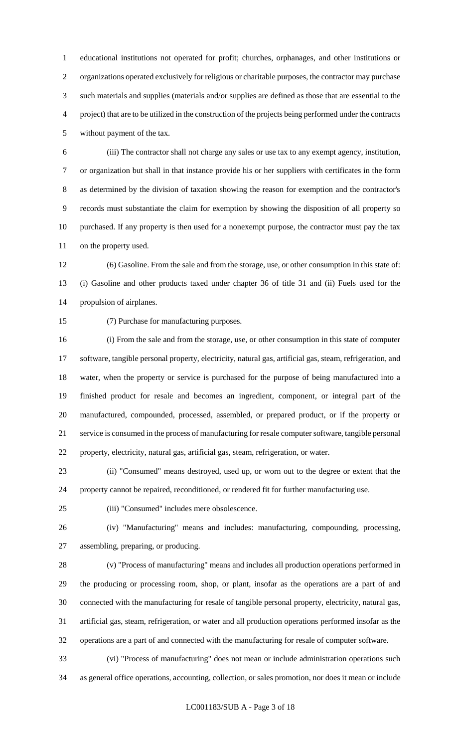educational institutions not operated for profit; churches, orphanages, and other institutions or organizations operated exclusively for religious or charitable purposes, the contractor may purchase such materials and supplies (materials and/or supplies are defined as those that are essential to the project) that are to be utilized in the construction of the projects being performed under the contracts without payment of the tax.

(iii) The contractor shall not charge any sales or use tax to any exempt agency, institution, or organization but shall in that instance provide his or her suppliers with certificates in the form as determined by the division of taxation showing the reason for exemption and the contractor's records must substantiate the claim for exemption by showing the disposition of all property so purchased. If any property is then used for a nonexempt purpose, the contractor must pay the tax on the property used.

(6) Gasoline. From the sale and from the storage, use, or other consumption in this state of: (i) Gasoline and other products taxed under chapter 36 of title 31 and (ii) Fuels used for the propulsion of airplanes.

(7) Purchase for manufacturing purposes.

(i) From the sale and from the storage, use, or other consumption in this state of computer software, tangible personal property, electricity, natural gas, artificial gas, steam, refrigeration, and water, when the property or service is purchased for the purpose of being manufactured into a finished product for resale and becomes an ingredient, component, or integral part of the manufactured, compounded, processed, assembled, or prepared product, or if the property or service is consumed in the process of manufacturing for resale computer software, tangible personal property, electricity, natural gas, artificial gas, steam, refrigeration, or water.

(ii) "Consumed" means destroyed, used up, or worn out to the degree or extent that the property cannot be repaired, reconditioned, or rendered fit for further manufacturing use.

(iii) "Consumed" includes mere obsolescence.

(iv) "Manufacturing" means and includes: manufacturing, compounding, processing, assembling, preparing, or producing.

(v) "Process of manufacturing" means and includes all production operations performed in the producing or processing room, shop, or plant, insofar as the operations are a part of and connected with the manufacturing for resale of tangible personal property, electricity, natural gas, artificial gas, steam, refrigeration, or water and all production operations performed insofar as the operations are a part of and connected with the manufacturing for resale of computer software.

(vi) "Process of manufacturing" does not mean or include administration operations such as general office operations, accounting, collection, or sales promotion, nor does it mean or include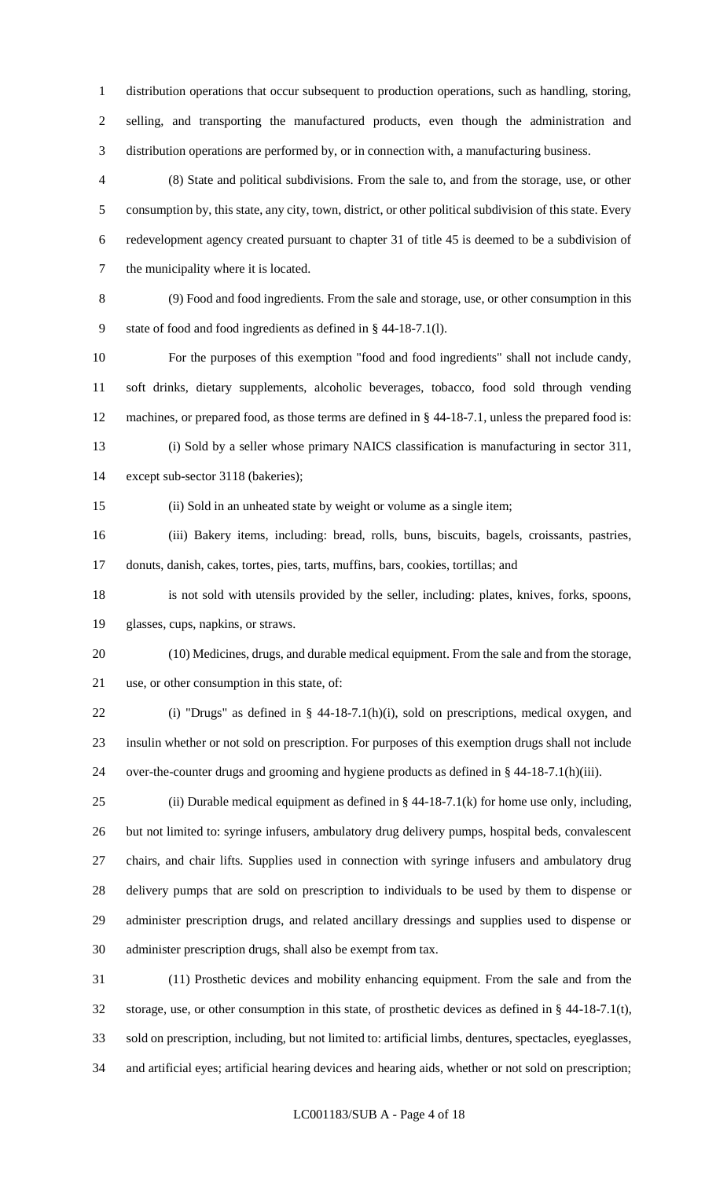distribution operations that occur subsequent to production operations, such as handling, storing, selling, and transporting the manufactured products, even though the administration and distribution operations are performed by, or in connection with, a manufacturing business.

(8) State and political subdivisions. From the sale to, and from the storage, use, or other consumption by, this state, any city, town, district, or other political subdivision of this state. Every redevelopment agency created pursuant to chapter 31 of title 45 is deemed to be a subdivision of the municipality where it is located.

(9) Food and food ingredients. From the sale and storage, use, or other consumption in this state of food and food ingredients as defined in § 44-18-7.1(l).

For the purposes of this exemption "food and food ingredients" shall not include candy, soft drinks, dietary supplements, alcoholic beverages, tobacco, food sold through vending machines, or prepared food, as those terms are defined in § 44-18-7.1, unless the prepared food is:

(i) Sold by a seller whose primary NAICS classification is manufacturing in sector 311, except sub-sector 3118 (bakeries);

(ii) Sold in an unheated state by weight or volume as a single item;

(iii) Bakery items, including: bread, rolls, buns, biscuits, bagels, croissants, pastries, donuts, danish, cakes, tortes, pies, tarts, muffins, bars, cookies, tortillas; and

is not sold with utensils provided by the seller, including: plates, knives, forks, spoons, glasses, cups, napkins, or straws.

(10) Medicines, drugs, and durable medical equipment. From the sale and from the storage, use, or other consumption in this state, of:

(i) "Drugs" as defined in § 44-18-7.1(h)(i), sold on prescriptions, medical oxygen, and insulin whether or not sold on prescription. For purposes of this exemption drugs shall not include over-the-counter drugs and grooming and hygiene products as defined in § 44-18-7.1(h)(iii).

(ii) Durable medical equipment as defined in § 44-18-7.1(k) for home use only, including, but not limited to: syringe infusers, ambulatory drug delivery pumps, hospital beds, convalescent chairs, and chair lifts. Supplies used in connection with syringe infusers and ambulatory drug delivery pumps that are sold on prescription to individuals to be used by them to dispense or administer prescription drugs, and related ancillary dressings and supplies used to dispense or administer prescription drugs, shall also be exempt from tax.

(11) Prosthetic devices and mobility enhancing equipment. From the sale and from the storage, use, or other consumption in this state, of prosthetic devices as defined in § 44-18-7.1(t), sold on prescription, including, but not limited to: artificial limbs, dentures, spectacles, eyeglasses, and artificial eyes; artificial hearing devices and hearing aids, whether or not sold on prescription;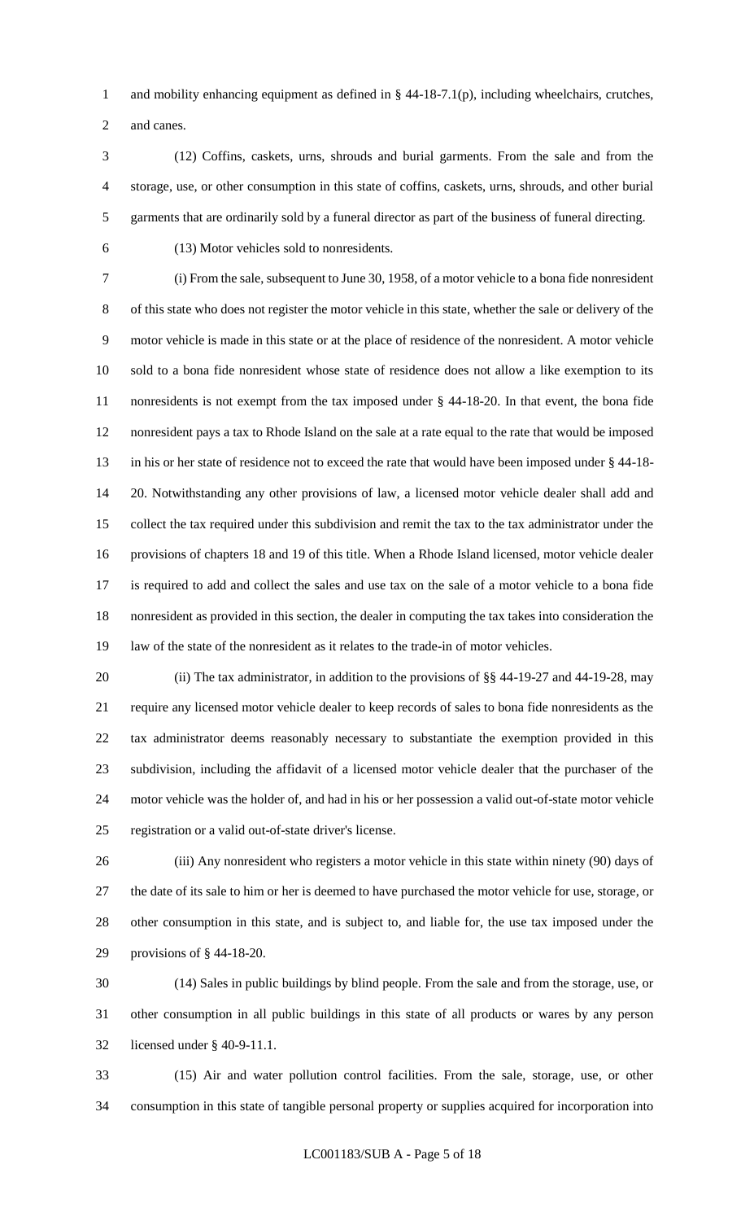and mobility enhancing equipment as defined in § 44-18-7.1(p), including wheelchairs, crutches, and canes.

(12) Coffins, caskets, urns, shrouds and burial garments. From the sale and from the storage, use, or other consumption in this state of coffins, caskets, urns, shrouds, and other burial garments that are ordinarily sold by a funeral director as part of the business of funeral directing.

(13) Motor vehicles sold to nonresidents.

(i) From the sale, subsequent to June 30, 1958, of a motor vehicle to a bona fide nonresident of this state who does not register the motor vehicle in this state, whether the sale or delivery of the motor vehicle is made in this state or at the place of residence of the nonresident. A motor vehicle sold to a bona fide nonresident whose state of residence does not allow a like exemption to its nonresidents is not exempt from the tax imposed under § 44-18-20. In that event, the bona fide nonresident pays a tax to Rhode Island on the sale at a rate equal to the rate that would be imposed in his or her state of residence not to exceed the rate that would have been imposed under § 44-18-20. Notwithstanding any other provisions of law, a licensed motor vehicle dealer shall add and collect the tax required under this subdivision and remit the tax to the tax administrator under the provisions of chapters 18 and 19 of this title. When a Rhode Island licensed, motor vehicle dealer is required to add and collect the sales and use tax on the sale of a motor vehicle to a bona fide nonresident as provided in this section, the dealer in computing the tax takes into consideration the law of the state of the nonresident as it relates to the trade-in of motor vehicles.

(ii) The tax administrator, in addition to the provisions of §§ 44-19-27 and 44-19-28, may require any licensed motor vehicle dealer to keep records of sales to bona fide nonresidents as the tax administrator deems reasonably necessary to substantiate the exemption provided in this subdivision, including the affidavit of a licensed motor vehicle dealer that the purchaser of the motor vehicle was the holder of, and had in his or her possession a valid out-of-state motor vehicle registration or a valid out-of-state driver's license.

(iii) Any nonresident who registers a motor vehicle in this state within ninety (90) days of the date of its sale to him or her is deemed to have purchased the motor vehicle for use, storage, or other consumption in this state, and is subject to, and liable for, the use tax imposed under the provisions of § 44-18-20.

(14) Sales in public buildings by blind people. From the sale and from the storage, use, or other consumption in all public buildings in this state of all products or wares by any person licensed under § 40-9-11.1.

(15) Air and water pollution control facilities. From the sale, storage, use, or other consumption in this state of tangible personal property or supplies acquired for incorporation into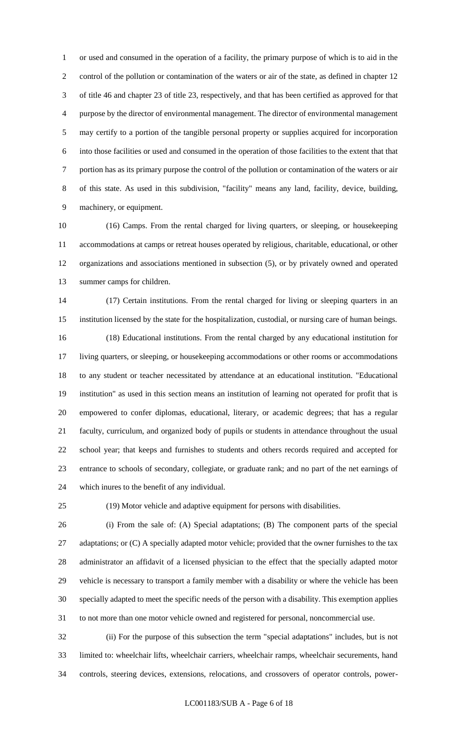or used and consumed in the operation of a facility, the primary purpose of which is to aid in the control of the pollution or contamination of the waters or air of the state, as defined in chapter 12 of title 46 and chapter 23 of title 23, respectively, and that has been certified as approved for that purpose by the director of environmental management. The director of environmental management may certify to a portion of the tangible personal property or supplies acquired for incorporation into those facilities or used and consumed in the operation of those facilities to the extent that that portion has as its primary purpose the control of the pollution or contamination of the waters or air of this state. As used in this subdivision, "facility" means any land, facility, device, building, machinery, or equipment.

(16) Camps. From the rental charged for living quarters, or sleeping, or housekeeping accommodations at camps or retreat houses operated by religious, charitable, educational, or other organizations and associations mentioned in subsection (5), or by privately owned and operated summer camps for children.

(17) Certain institutions. From the rental charged for living or sleeping quarters in an institution licensed by the state for the hospitalization, custodial, or nursing care of human beings.

(18) Educational institutions. From the rental charged by any educational institution for living quarters, or sleeping, or housekeeping accommodations or other rooms or accommodations to any student or teacher necessitated by attendance at an educational institution. "Educational institution" as used in this section means an institution of learning not operated for profit that is empowered to confer diplomas, educational, literary, or academic degrees; that has a regular faculty, curriculum, and organized body of pupils or students in attendance throughout the usual school year; that keeps and furnishes to students and others records required and accepted for entrance to schools of secondary, collegiate, or graduate rank; and no part of the net earnings of which inures to the benefit of any individual.

(19) Motor vehicle and adaptive equipment for persons with disabilities.

(i) From the sale of: (A) Special adaptations; (B) The component parts of the special adaptations; or (C) A specially adapted motor vehicle; provided that the owner furnishes to the tax administrator an affidavit of a licensed physician to the effect that the specially adapted motor vehicle is necessary to transport a family member with a disability or where the vehicle has been specially adapted to meet the specific needs of the person with a disability. This exemption applies to not more than one motor vehicle owned and registered for personal, noncommercial use.

(ii) For the purpose of this subsection the term "special adaptations" includes, but is not limited to: wheelchair lifts, wheelchair carriers, wheelchair ramps, wheelchair securements, hand controls, steering devices, extensions, relocations, and crossovers of operator controls, power-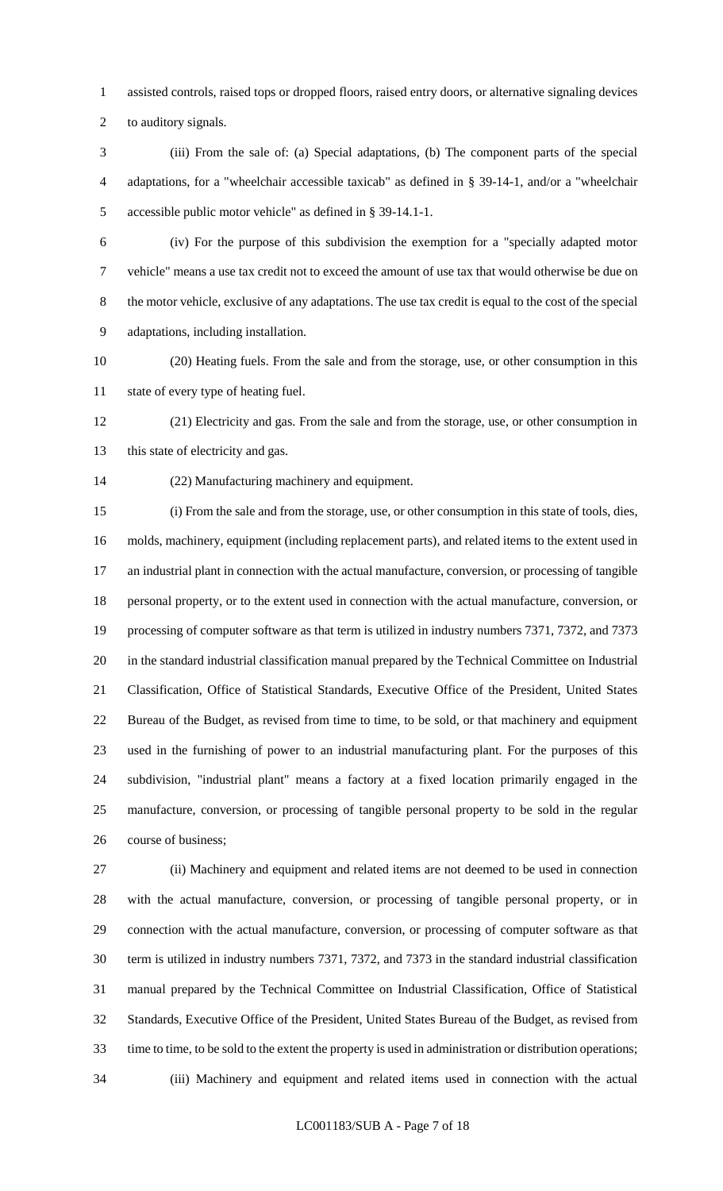assisted controls, raised tops or dropped floors, raised entry doors, or alternative signaling devices to auditory signals.

(iii) From the sale of: (a) Special adaptations, (b) The component parts of the special adaptations, for a "wheelchair accessible taxicab" as defined in § 39-14-1, and/or a "wheelchair accessible public motor vehicle" as defined in § 39-14.1-1.

(iv) For the purpose of this subdivision the exemption for a "specially adapted motor vehicle" means a use tax credit not to exceed the amount of use tax that would otherwise be due on the motor vehicle, exclusive of any adaptations. The use tax credit is equal to the cost of the special adaptations, including installation.

(20) Heating fuels. From the sale and from the storage, use, or other consumption in this state of every type of heating fuel.

(21) Electricity and gas. From the sale and from the storage, use, or other consumption in this state of electricity and gas.

(22) Manufacturing machinery and equipment.

(i) From the sale and from the storage, use, or other consumption in this state of tools, dies, molds, machinery, equipment (including replacement parts), and related items to the extent used in an industrial plant in connection with the actual manufacture, conversion, or processing of tangible personal property, or to the extent used in connection with the actual manufacture, conversion, or processing of computer software as that term is utilized in industry numbers 7371, 7372, and 7373 in the standard industrial classification manual prepared by the Technical Committee on Industrial Classification, Office of Statistical Standards, Executive Office of the President, United States Bureau of the Budget, as revised from time to time, to be sold, or that machinery and equipment used in the furnishing of power to an industrial manufacturing plant. For the purposes of this subdivision, "industrial plant" means a factory at a fixed location primarily engaged in the manufacture, conversion, or processing of tangible personal property to be sold in the regular course of business;

(ii) Machinery and equipment and related items are not deemed to be used in connection with the actual manufacture, conversion, or processing of tangible personal property, or in connection with the actual manufacture, conversion, or processing of computer software as that term is utilized in industry numbers 7371, 7372, and 7373 in the standard industrial classification manual prepared by the Technical Committee on Industrial Classification, Office of Statistical Standards, Executive Office of the President, United States Bureau of the Budget, as revised from time to time, to be sold to the extent the property is used in administration or distribution operations;

(iii) Machinery and equipment and related items used in connection with the actual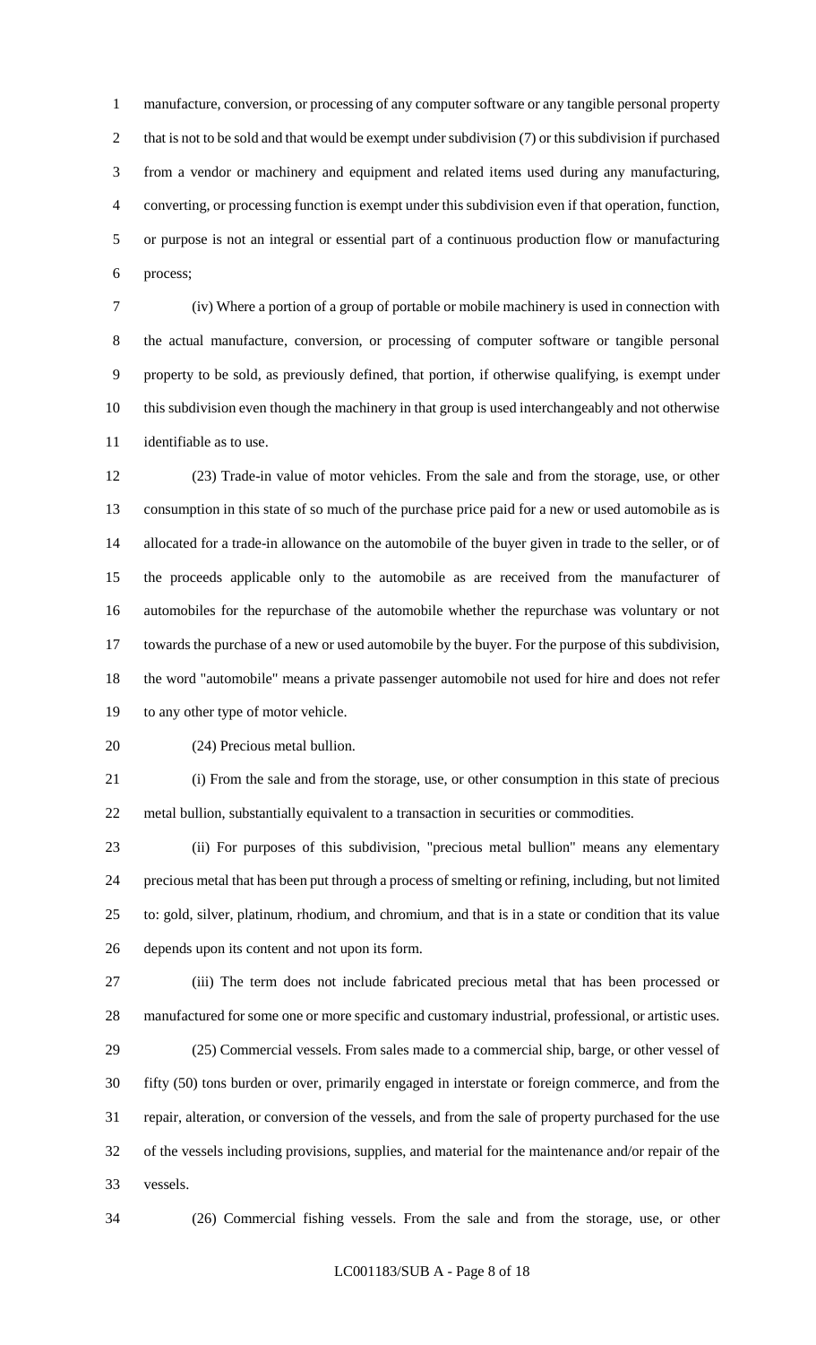manufacture, conversion, or processing of any computer software or any tangible personal property that is not to be sold and that would be exempt under subdivision (7) or this subdivision if purchased from a vendor or machinery and equipment and related items used during any manufacturing, converting, or processing function is exempt under this subdivision even if that operation, function, or purpose is not an integral or essential part of a continuous production flow or manufacturing process;

(iv) Where a portion of a group of portable or mobile machinery is used in connection with the actual manufacture, conversion, or processing of computer software or tangible personal property to be sold, as previously defined, that portion, if otherwise qualifying, is exempt under this subdivision even though the machinery in that group is used interchangeably and not otherwise identifiable as to use.

(23) Trade-in value of motor vehicles. From the sale and from the storage, use, or other consumption in this state of so much of the purchase price paid for a new or used automobile as is allocated for a trade-in allowance on the automobile of the buyer given in trade to the seller, or of the proceeds applicable only to the automobile as are received from the manufacturer of automobiles for the repurchase of the automobile whether the repurchase was voluntary or not towards the purchase of a new or used automobile by the buyer. For the purpose of this subdivision, the word "automobile" means a private passenger automobile not used for hire and does not refer to any other type of motor vehicle.

(24) Precious metal bullion.

(i) From the sale and from the storage, use, or other consumption in this state of precious metal bullion, substantially equivalent to a transaction in securities or commodities.

(ii) For purposes of this subdivision, "precious metal bullion" means any elementary precious metal that has been put through a process of smelting or refining, including, but not limited to: gold, silver, platinum, rhodium, and chromium, and that is in a state or condition that its value depends upon its content and not upon its form.

(iii) The term does not include fabricated precious metal that has been processed or manufactured for some one or more specific and customary industrial, professional, or artistic uses.

(25) Commercial vessels. From sales made to a commercial ship, barge, or other vessel of fifty (50) tons burden or over, primarily engaged in interstate or foreign commerce, and from the repair, alteration, or conversion of the vessels, and from the sale of property purchased for the use of the vessels including provisions, supplies, and material for the maintenance and/or repair of the vessels.

(26) Commercial fishing vessels. From the sale and from the storage, use, or other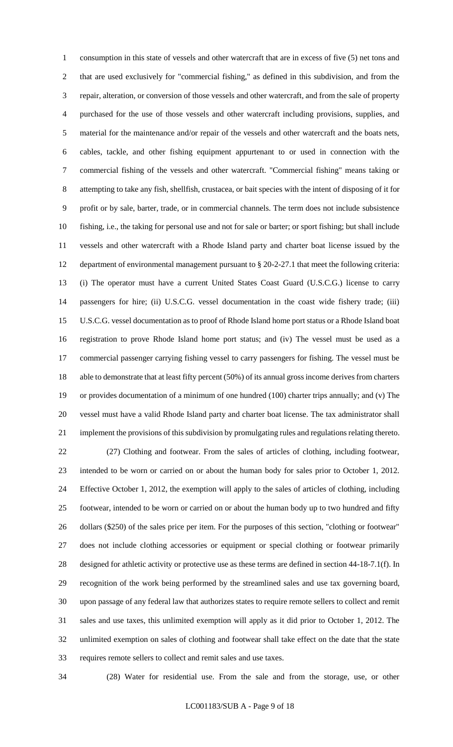consumption in this state of vessels and other watercraft that are in excess of five (5) net tons and that are used exclusively for "commercial fishing," as defined in this subdivision, and from the repair, alteration, or conversion of those vessels and other watercraft, and from the sale of property purchased for the use of those vessels and other watercraft including provisions, supplies, and material for the maintenance and/or repair of the vessels and other watercraft and the boats nets, cables, tackle, and other fishing equipment appurtenant to or used in connection with the commercial fishing of the vessels and other watercraft. "Commercial fishing" means taking or attempting to take any fish, shellfish, crustacea, or bait species with the intent of disposing of it for profit or by sale, barter, trade, or in commercial channels. The term does not include subsistence fishing, i.e., the taking for personal use and not for sale or barter; or sport fishing; but shall include vessels and other watercraft with a Rhode Island party and charter boat license issued by the department of environmental management pursuant to § 20-2-27.1 that meet the following criteria: (i) The operator must have a current United States Coast Guard (U.S.C.G.) license to carry passengers for hire; (ii) U.S.C.G. vessel documentation in the coast wide fishery trade; (iii) U.S.C.G. vessel documentation as to proof of Rhode Island home port status or a Rhode Island boat registration to prove Rhode Island home port status; and (iv) The vessel must be used as a commercial passenger carrying fishing vessel to carry passengers for fishing. The vessel must be able to demonstrate that at least fifty percent (50%) of its annual gross income derives from charters or provides documentation of a minimum of one hundred (100) charter trips annually; and (v) The vessel must have a valid Rhode Island party and charter boat license. The tax administrator shall implement the provisions of this subdivision by promulgating rules and regulations relating thereto.

(27) Clothing and footwear. From the sales of articles of clothing, including footwear, intended to be worn or carried on or about the human body for sales prior to October 1, 2012. Effective October 1, 2012, the exemption will apply to the sales of articles of clothing, including footwear, intended to be worn or carried on or about the human body up to two hundred and fifty dollars ($250) of the sales price per item. For the purposes of this section, "clothing or footwear" does not include clothing accessories or equipment or special clothing or footwear primarily designed for athletic activity or protective use as these terms are defined in section 44-18-7.1(f). In recognition of the work being performed by the streamlined sales and use tax governing board, upon passage of any federal law that authorizes states to require remote sellers to collect and remit sales and use taxes, this unlimited exemption will apply as it did prior to October 1, 2012. The unlimited exemption on sales of clothing and footwear shall take effect on the date that the state requires remote sellers to collect and remit sales and use taxes.

(28) Water for residential use. From the sale and from the storage, use, or other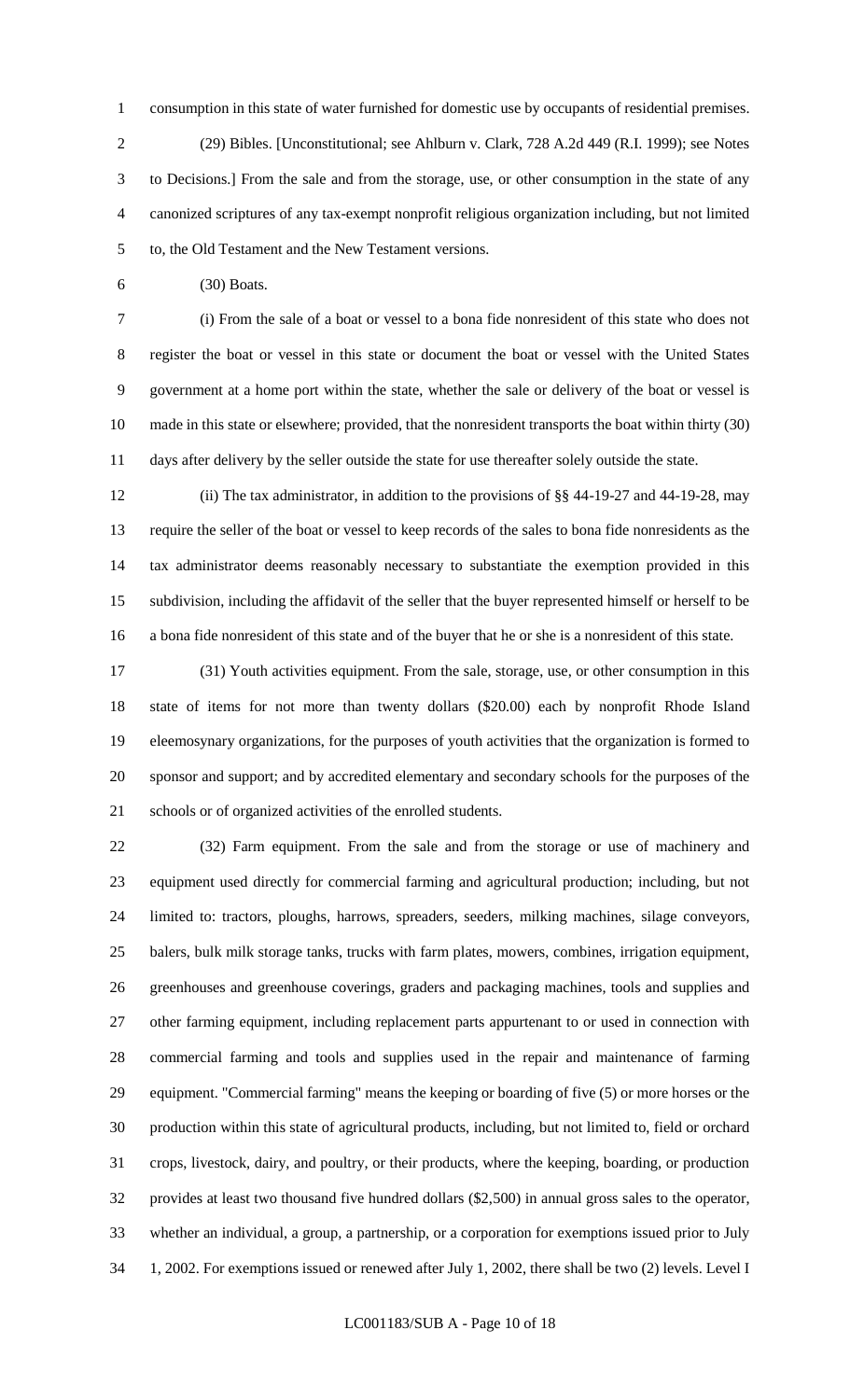consumption in this state of water furnished for domestic use by occupants of residential premises.

(29) Bibles. [Unconstitutional; see Ahlburn v. Clark, 728 A.2d 449 (R.I. 1999); see Notes to Decisions.] From the sale and from the storage, use, or other consumption in the state of any canonized scriptures of any tax-exempt nonprofit religious organization including, but not limited to, the Old Testament and the New Testament versions.

(30) Boats.

(i) From the sale of a boat or vessel to a bona fide nonresident of this state who does not register the boat or vessel in this state or document the boat or vessel with the United States government at a home port within the state, whether the sale or delivery of the boat or vessel is made in this state or elsewhere; provided, that the nonresident transports the boat within thirty (30) days after delivery by the seller outside the state for use thereafter solely outside the state.

(ii) The tax administrator, in addition to the provisions of §§ 44-19-27 and 44-19-28, may require the seller of the boat or vessel to keep records of the sales to bona fide nonresidents as the tax administrator deems reasonably necessary to substantiate the exemption provided in this subdivision, including the affidavit of the seller that the buyer represented himself or herself to be a bona fide nonresident of this state and of the buyer that he or she is a nonresident of this state.

(31) Youth activities equipment. From the sale, storage, use, or other consumption in this state of items for not more than twenty dollars ($20.00) each by nonprofit Rhode Island eleemosynary organizations, for the purposes of youth activities that the organization is formed to sponsor and support; and by accredited elementary and secondary schools for the purposes of the schools or of organized activities of the enrolled students.

(32) Farm equipment. From the sale and from the storage or use of machinery and equipment used directly for commercial farming and agricultural production; including, but not limited to: tractors, ploughs, harrows, spreaders, seeders, milking machines, silage conveyors, balers, bulk milk storage tanks, trucks with farm plates, mowers, combines, irrigation equipment, greenhouses and greenhouse coverings, graders and packaging machines, tools and supplies and other farming equipment, including replacement parts appurtenant to or used in connection with commercial farming and tools and supplies used in the repair and maintenance of farming equipment. "Commercial farming" means the keeping or boarding of five (5) or more horses or the production within this state of agricultural products, including, but not limited to, field or orchard crops, livestock, dairy, and poultry, or their products, where the keeping, boarding, or production provides at least two thousand five hundred dollars ($2,500) in annual gross sales to the operator, whether an individual, a group, a partnership, or a corporation for exemptions issued prior to July 1, 2002. For exemptions issued or renewed after July 1, 2002, there shall be two (2) levels. Level I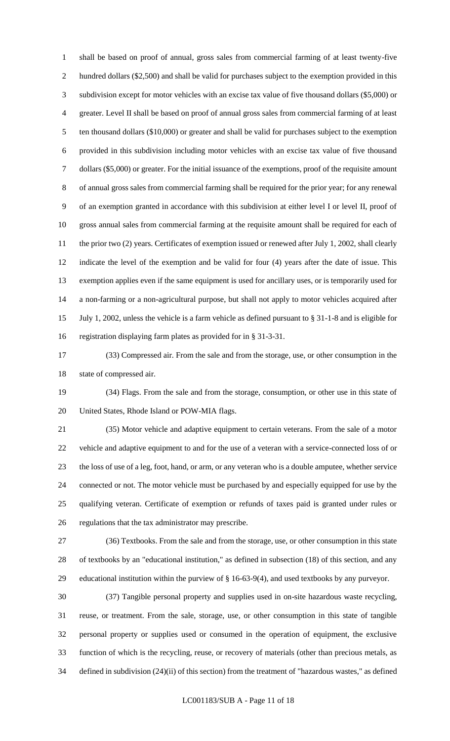shall be based on proof of annual, gross sales from commercial farming of at least twenty-five hundred dollars ($2,500) and shall be valid for purchases subject to the exemption provided in this subdivision except for motor vehicles with an excise tax value of five thousand dollars ($5,000) or greater. Level II shall be based on proof of annual gross sales from commercial farming of at least ten thousand dollars ($10,000) or greater and shall be valid for purchases subject to the exemption provided in this subdivision including motor vehicles with an excise tax value of five thousand dollars ($5,000) or greater. For the initial issuance of the exemptions, proof of the requisite amount of annual gross sales from commercial farming shall be required for the prior year; for any renewal of an exemption granted in accordance with this subdivision at either level I or level II, proof of gross annual sales from commercial farming at the requisite amount shall be required for each of the prior two (2) years. Certificates of exemption issued or renewed after July 1, 2002, shall clearly indicate the level of the exemption and be valid for four (4) years after the date of issue. This exemption applies even if the same equipment is used for ancillary uses, or is temporarily used for a non-farming or a non-agricultural purpose, but shall not apply to motor vehicles acquired after July 1, 2002, unless the vehicle is a farm vehicle as defined pursuant to § 31-1-8 and is eligible for registration displaying farm plates as provided for in § 31-3-31.

(33) Compressed air. From the sale and from the storage, use, or other consumption in the state of compressed air.

(34) Flags. From the sale and from the storage, consumption, or other use in this state of United States, Rhode Island or POW-MIA flags.

(35) Motor vehicle and adaptive equipment to certain veterans. From the sale of a motor vehicle and adaptive equipment to and for the use of a veteran with a service-connected loss of or the loss of use of a leg, foot, hand, or arm, or any veteran who is a double amputee, whether service connected or not. The motor vehicle must be purchased by and especially equipped for use by the qualifying veteran. Certificate of exemption or refunds of taxes paid is granted under rules or regulations that the tax administrator may prescribe.

(36) Textbooks. From the sale and from the storage, use, or other consumption in this state of textbooks by an "educational institution," as defined in subsection (18) of this section, and any educational institution within the purview of § 16-63-9(4), and used textbooks by any purveyor.

(37) Tangible personal property and supplies used in on-site hazardous waste recycling, reuse, or treatment. From the sale, storage, use, or other consumption in this state of tangible personal property or supplies used or consumed in the operation of equipment, the exclusive function of which is the recycling, reuse, or recovery of materials (other than precious metals, as defined in subdivision (24)(ii) of this section) from the treatment of "hazardous wastes," as defined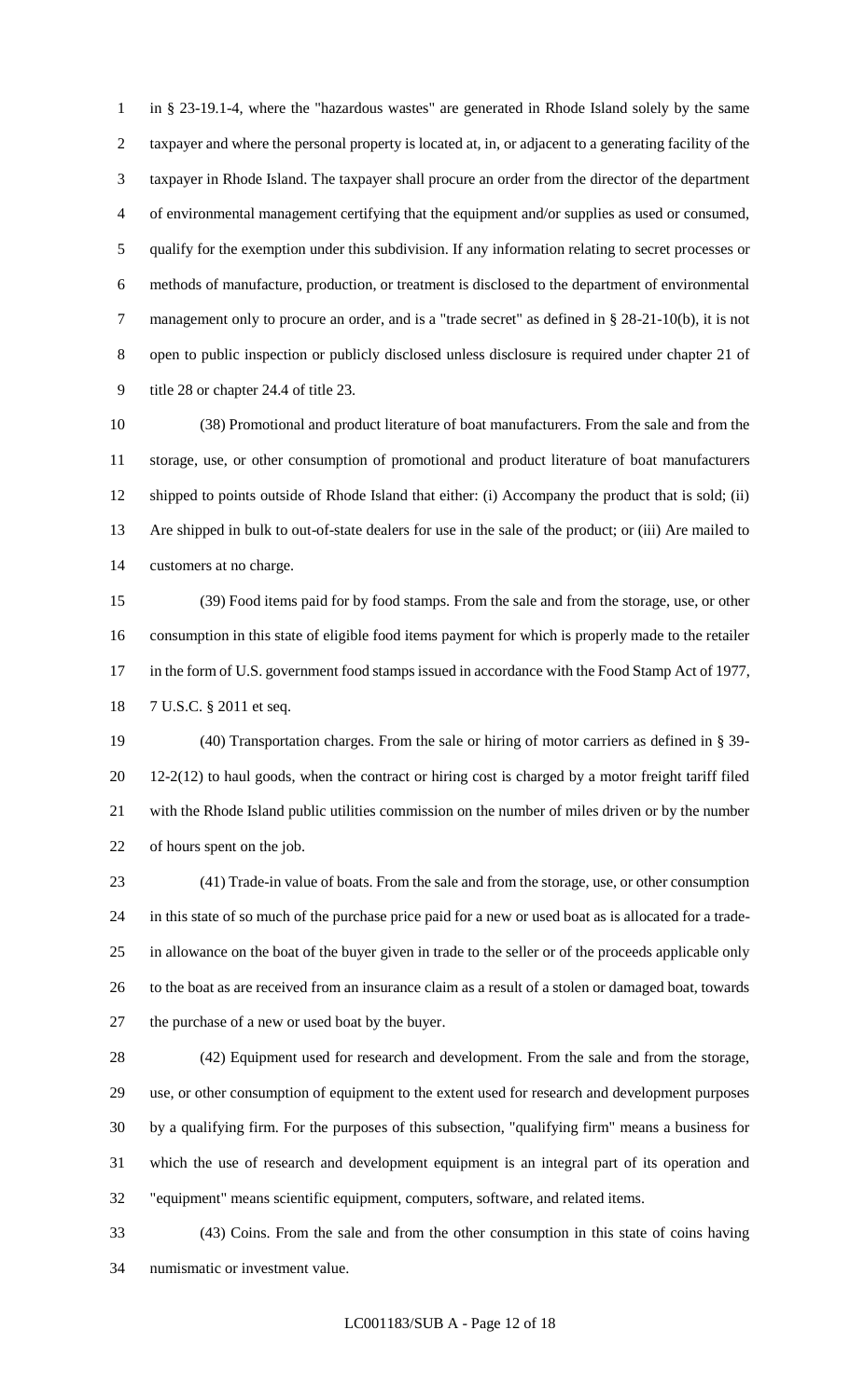in § 23-19.1-4, where the "hazardous wastes" are generated in Rhode Island solely by the same taxpayer and where the personal property is located at, in, or adjacent to a generating facility of the taxpayer in Rhode Island. The taxpayer shall procure an order from the director of the department of environmental management certifying that the equipment and/or supplies as used or consumed, qualify for the exemption under this subdivision. If any information relating to secret processes or methods of manufacture, production, or treatment is disclosed to the department of environmental management only to procure an order, and is a "trade secret" as defined in § 28-21-10(b), it is not open to public inspection or publicly disclosed unless disclosure is required under chapter 21 of title 28 or chapter 24.4 of title 23.

(38) Promotional and product literature of boat manufacturers. From the sale and from the storage, use, or other consumption of promotional and product literature of boat manufacturers shipped to points outside of Rhode Island that either: (i) Accompany the product that is sold; (ii) Are shipped in bulk to out-of-state dealers for use in the sale of the product; or (iii) Are mailed to customers at no charge.

(39) Food items paid for by food stamps. From the sale and from the storage, use, or other consumption in this state of eligible food items payment for which is properly made to the retailer in the form of U.S. government food stamps issued in accordance with the Food Stamp Act of 1977, 7 U.S.C. § 2011 et seq.

(40) Transportation charges. From the sale or hiring of motor carriers as defined in § 39-12-2(12) to haul goods, when the contract or hiring cost is charged by a motor freight tariff filed with the Rhode Island public utilities commission on the number of miles driven or by the number of hours spent on the job.

(41) Trade-in value of boats. From the sale and from the storage, use, or other consumption in this state of so much of the purchase price paid for a new or used boat as is allocated for a trade-in allowance on the boat of the buyer given in trade to the seller or of the proceeds applicable only to the boat as are received from an insurance claim as a result of a stolen or damaged boat, towards the purchase of a new or used boat by the buyer.

(42) Equipment used for research and development. From the sale and from the storage, use, or other consumption of equipment to the extent used for research and development purposes by a qualifying firm. For the purposes of this subsection, "qualifying firm" means a business for which the use of research and development equipment is an integral part of its operation and "equipment" means scientific equipment, computers, software, and related items.

(43) Coins. From the sale and from the other consumption in this state of coins having numismatic or investment value.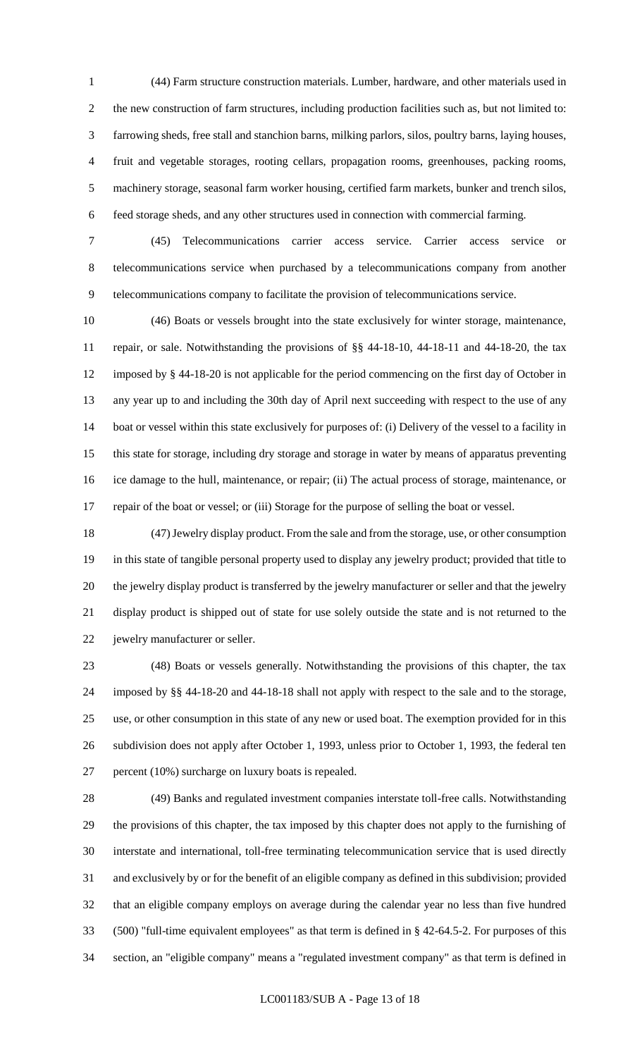(44) Farm structure construction materials. Lumber, hardware, and other materials used in the new construction of farm structures, including production facilities such as, but not limited to: farrowing sheds, free stall and stanchion barns, milking parlors, silos, poultry barns, laying houses, fruit and vegetable storages, rooting cellars, propagation rooms, greenhouses, packing rooms, machinery storage, seasonal farm worker housing, certified farm markets, bunker and trench silos, feed storage sheds, and any other structures used in connection with commercial farming.

(45) Telecommunications carrier access service. Carrier access service or telecommunications service when purchased by a telecommunications company from another telecommunications company to facilitate the provision of telecommunications service.

(46) Boats or vessels brought into the state exclusively for winter storage, maintenance, repair, or sale. Notwithstanding the provisions of §§ 44-18-10, 44-18-11 and 44-18-20, the tax imposed by § 44-18-20 is not applicable for the period commencing on the first day of October in any year up to and including the 30th day of April next succeeding with respect to the use of any boat or vessel within this state exclusively for purposes of: (i) Delivery of the vessel to a facility in this state for storage, including dry storage and storage in water by means of apparatus preventing ice damage to the hull, maintenance, or repair; (ii) The actual process of storage, maintenance, or repair of the boat or vessel; or (iii) Storage for the purpose of selling the boat or vessel.

(47) Jewelry display product. From the sale and from the storage, use, or other consumption in this state of tangible personal property used to display any jewelry product; provided that title to the jewelry display product is transferred by the jewelry manufacturer or seller and that the jewelry display product is shipped out of state for use solely outside the state and is not returned to the jewelry manufacturer or seller.

(48) Boats or vessels generally. Notwithstanding the provisions of this chapter, the tax imposed by §§ 44-18-20 and 44-18-18 shall not apply with respect to the sale and to the storage, use, or other consumption in this state of any new or used boat. The exemption provided for in this subdivision does not apply after October 1, 1993, unless prior to October 1, 1993, the federal ten percent (10%) surcharge on luxury boats is repealed.

(49) Banks and regulated investment companies interstate toll-free calls. Notwithstanding the provisions of this chapter, the tax imposed by this chapter does not apply to the furnishing of interstate and international, toll-free terminating telecommunication service that is used directly and exclusively by or for the benefit of an eligible company as defined in this subdivision; provided that an eligible company employs on average during the calendar year no less than five hundred (500) "full-time equivalent employees" as that term is defined in § 42-64.5-2. For purposes of this section, an "eligible company" means a "regulated investment company" as that term is defined in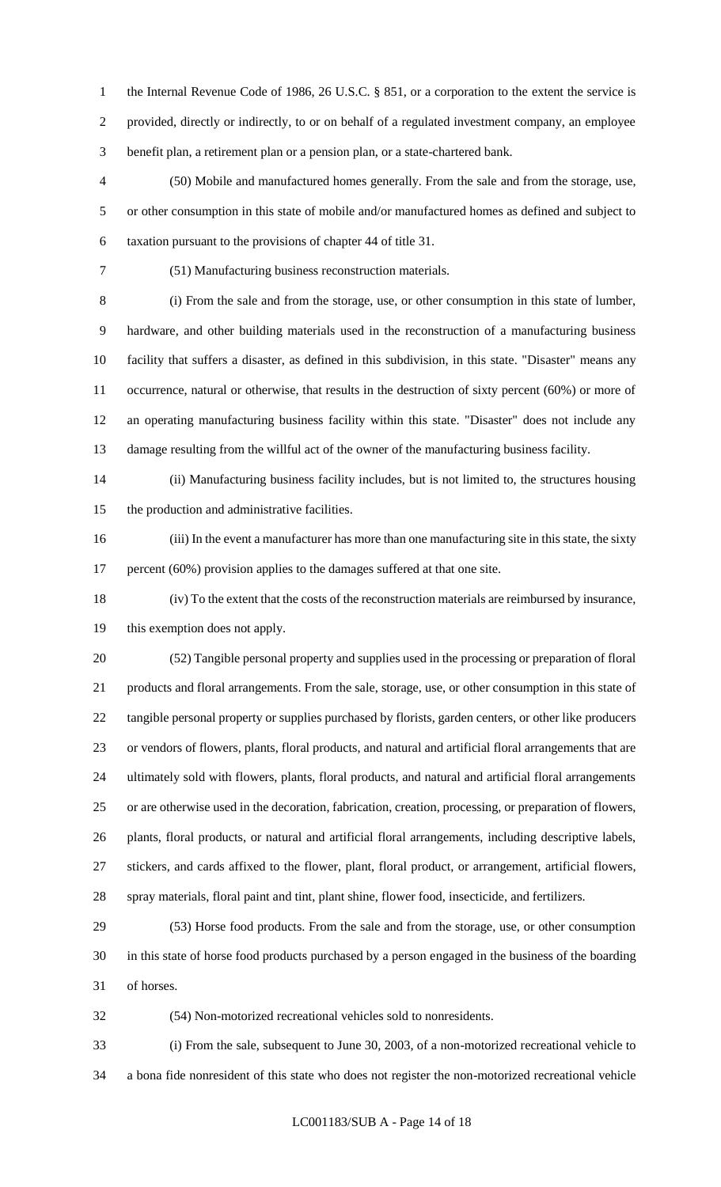the Internal Revenue Code of 1986, 26 U.S.C. § 851, or a corporation to the extent the service is provided, directly or indirectly, to or on behalf of a regulated investment company, an employee benefit plan, a retirement plan or a pension plan, or a state-chartered bank.

(50) Mobile and manufactured homes generally. From the sale and from the storage, use, or other consumption in this state of mobile and/or manufactured homes as defined and subject to taxation pursuant to the provisions of chapter 44 of title 31.

(51) Manufacturing business reconstruction materials.

(i) From the sale and from the storage, use, or other consumption in this state of lumber, hardware, and other building materials used in the reconstruction of a manufacturing business facility that suffers a disaster, as defined in this subdivision, in this state. "Disaster" means any occurrence, natural or otherwise, that results in the destruction of sixty percent (60%) or more of an operating manufacturing business facility within this state. "Disaster" does not include any damage resulting from the willful act of the owner of the manufacturing business facility.

(ii) Manufacturing business facility includes, but is not limited to, the structures housing the production and administrative facilities.

(iii) In the event a manufacturer has more than one manufacturing site in this state, the sixty percent (60%) provision applies to the damages suffered at that one site.

(iv) To the extent that the costs of the reconstruction materials are reimbursed by insurance, this exemption does not apply.

(52) Tangible personal property and supplies used in the processing or preparation of floral products and floral arrangements. From the sale, storage, use, or other consumption in this state of tangible personal property or supplies purchased by florists, garden centers, or other like producers or vendors of flowers, plants, floral products, and natural and artificial floral arrangements that are ultimately sold with flowers, plants, floral products, and natural and artificial floral arrangements or are otherwise used in the decoration, fabrication, creation, processing, or preparation of flowers, plants, floral products, or natural and artificial floral arrangements, including descriptive labels, stickers, and cards affixed to the flower, plant, floral product, or arrangement, artificial flowers, spray materials, floral paint and tint, plant shine, flower food, insecticide, and fertilizers.

(53) Horse food products. From the sale and from the storage, use, or other consumption in this state of horse food products purchased by a person engaged in the business of the boarding of horses.

(54) Non-motorized recreational vehicles sold to nonresidents.

(i) From the sale, subsequent to June 30, 2003, of a non-motorized recreational vehicle to a bona fide nonresident of this state who does not register the non-motorized recreational vehicle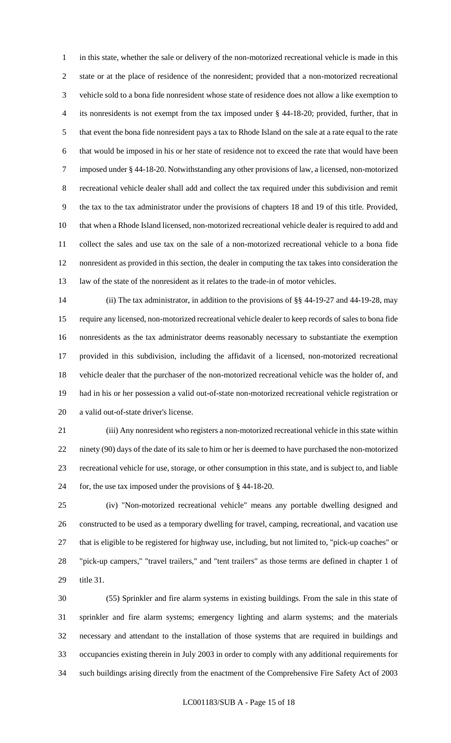in this state, whether the sale or delivery of the non-motorized recreational vehicle is made in this state or at the place of residence of the nonresident; provided that a non-motorized recreational vehicle sold to a bona fide nonresident whose state of residence does not allow a like exemption to its nonresidents is not exempt from the tax imposed under § 44-18-20; provided, further, that in that event the bona fide nonresident pays a tax to Rhode Island on the sale at a rate equal to the rate that would be imposed in his or her state of residence not to exceed the rate that would have been imposed under § 44-18-20. Notwithstanding any other provisions of law, a licensed, non-motorized recreational vehicle dealer shall add and collect the tax required under this subdivision and remit the tax to the tax administrator under the provisions of chapters 18 and 19 of this title. Provided, that when a Rhode Island licensed, non-motorized recreational vehicle dealer is required to add and collect the sales and use tax on the sale of a non-motorized recreational vehicle to a bona fide nonresident as provided in this section, the dealer in computing the tax takes into consideration the law of the state of the nonresident as it relates to the trade-in of motor vehicles.

(ii) The tax administrator, in addition to the provisions of §§ 44-19-27 and 44-19-28, may require any licensed, non-motorized recreational vehicle dealer to keep records of sales to bona fide nonresidents as the tax administrator deems reasonably necessary to substantiate the exemption provided in this subdivision, including the affidavit of a licensed, non-motorized recreational vehicle dealer that the purchaser of the non-motorized recreational vehicle was the holder of, and had in his or her possession a valid out-of-state non-motorized recreational vehicle registration or a valid out-of-state driver's license.

(iii) Any nonresident who registers a non-motorized recreational vehicle in this state within ninety (90) days of the date of its sale to him or her is deemed to have purchased the non-motorized recreational vehicle for use, storage, or other consumption in this state, and is subject to, and liable for, the use tax imposed under the provisions of § 44-18-20.

(iv) "Non-motorized recreational vehicle" means any portable dwelling designed and constructed to be used as a temporary dwelling for travel, camping, recreational, and vacation use that is eligible to be registered for highway use, including, but not limited to, "pick-up coaches" or "pick-up campers," "travel trailers," and "tent trailers" as those terms are defined in chapter 1 of title 31.

(55) Sprinkler and fire alarm systems in existing buildings. From the sale in this state of sprinkler and fire alarm systems; emergency lighting and alarm systems; and the materials necessary and attendant to the installation of those systems that are required in buildings and occupancies existing therein in July 2003 in order to comply with any additional requirements for such buildings arising directly from the enactment of the Comprehensive Fire Safety Act of 2003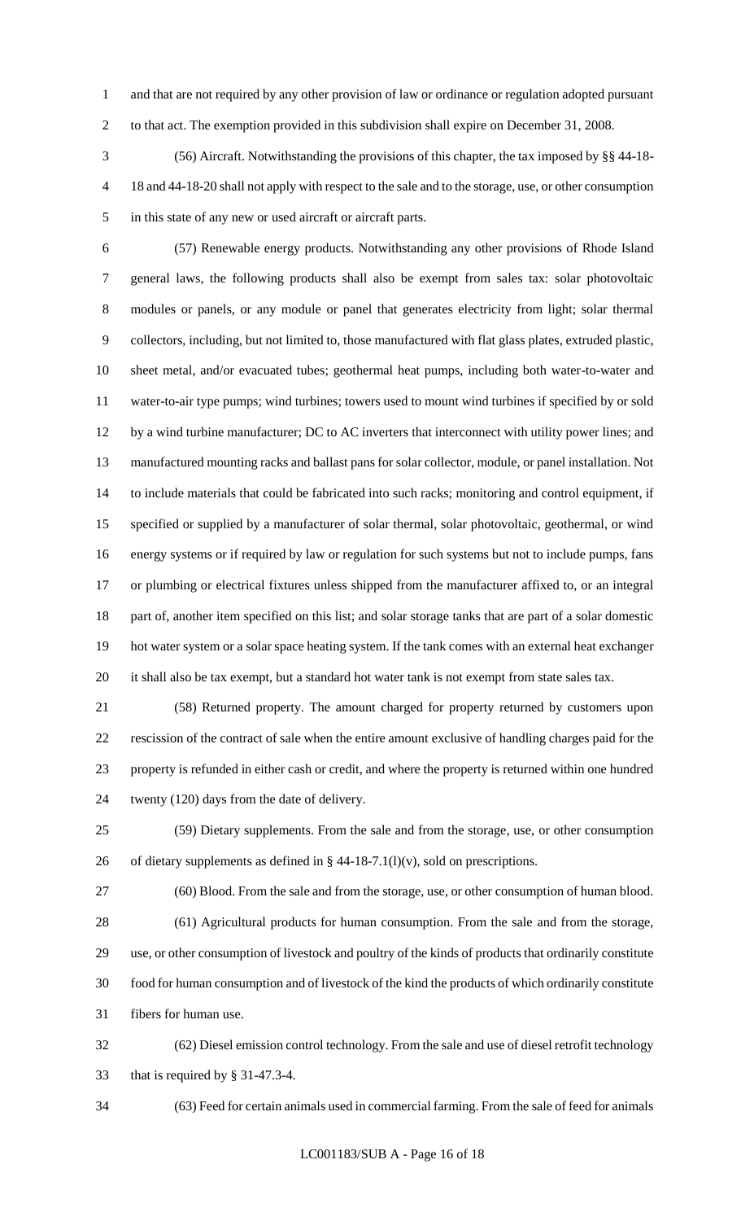and that are not required by any other provision of law or ordinance or regulation adopted pursuant to that act. The exemption provided in this subdivision shall expire on December 31, 2008.

(56) Aircraft. Notwithstanding the provisions of this chapter, the tax imposed by §§ 44-18-18 and 44-18-20 shall not apply with respect to the sale and to the storage, use, or other consumption in this state of any new or used aircraft or aircraft parts.

(57) Renewable energy products. Notwithstanding any other provisions of Rhode Island general laws, the following products shall also be exempt from sales tax: solar photovoltaic modules or panels, or any module or panel that generates electricity from light; solar thermal collectors, including, but not limited to, those manufactured with flat glass plates, extruded plastic, sheet metal, and/or evacuated tubes; geothermal heat pumps, including both water-to-water and water-to-air type pumps; wind turbines; towers used to mount wind turbines if specified by or sold by a wind turbine manufacturer; DC to AC inverters that interconnect with utility power lines; and manufactured mounting racks and ballast pans for solar collector, module, or panel installation. Not to include materials that could be fabricated into such racks; monitoring and control equipment, if specified or supplied by a manufacturer of solar thermal, solar photovoltaic, geothermal, or wind energy systems or if required by law or regulation for such systems but not to include pumps, fans or plumbing or electrical fixtures unless shipped from the manufacturer affixed to, or an integral part of, another item specified on this list; and solar storage tanks that are part of a solar domestic hot water system or a solar space heating system. If the tank comes with an external heat exchanger it shall also be tax exempt, but a standard hot water tank is not exempt from state sales tax.

(58) Returned property. The amount charged for property returned by customers upon rescission of the contract of sale when the entire amount exclusive of handling charges paid for the property is refunded in either cash or credit, and where the property is returned within one hundred twenty (120) days from the date of delivery.

(59) Dietary supplements. From the sale and from the storage, use, or other consumption of dietary supplements as defined in § 44-18-7.1(l)(v), sold on prescriptions.

(60) Blood. From the sale and from the storage, use, or other consumption of human blood.

(61) Agricultural products for human consumption. From the sale and from the storage, use, or other consumption of livestock and poultry of the kinds of products that ordinarily constitute food for human consumption and of livestock of the kind the products of which ordinarily constitute fibers for human use.

(62) Diesel emission control technology. From the sale and use of diesel retrofit technology that is required by § 31-47.3-4.

(63) Feed for certain animals used in commercial farming. From the sale of feed for animals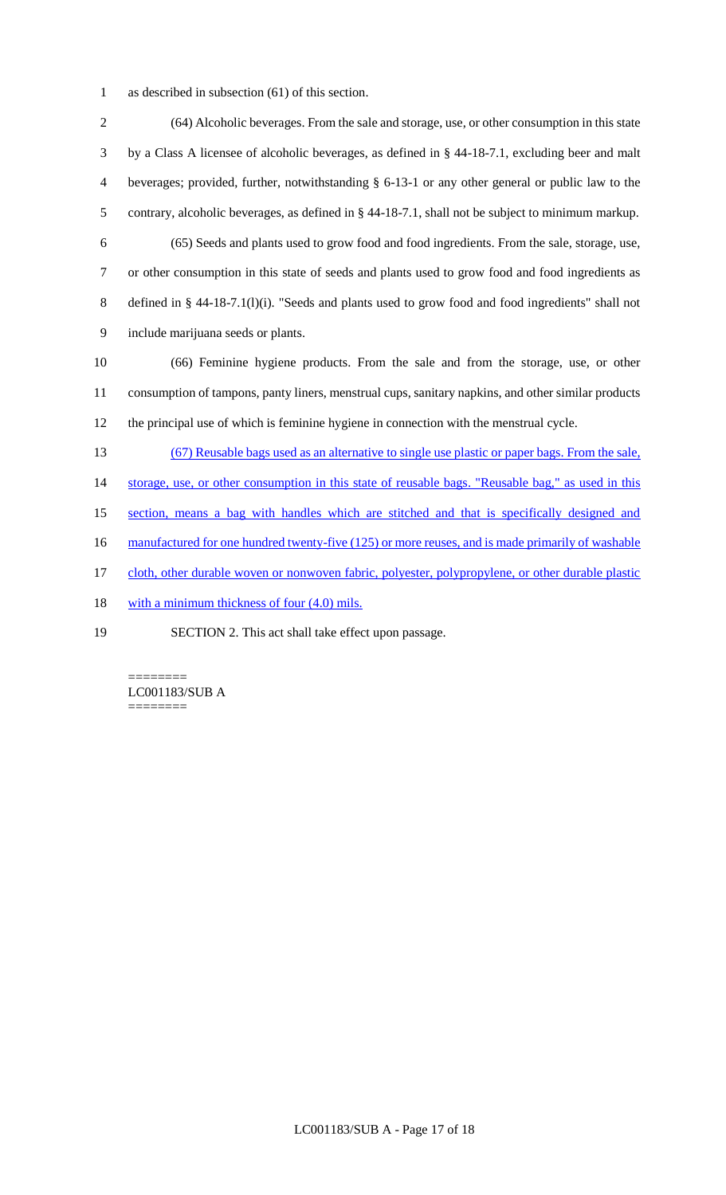as described in subsection (61) of this section.

(64) Alcoholic beverages. From the sale and storage, use, or other consumption in this state by a Class A licensee of alcoholic beverages, as defined in § 44-18-7.1, excluding beer and malt beverages; provided, further, notwithstanding § 6-13-1 or any other general or public law to the contrary, alcoholic beverages, as defined in § 44-18-7.1, shall not be subject to minimum markup.

(65) Seeds and plants used to grow food and food ingredients. From the sale, storage, use, or other consumption in this state of seeds and plants used to grow food and food ingredients as defined in § 44-18-7.1(l)(i). "Seeds and plants used to grow food and food ingredients" shall not include marijuana seeds or plants.

(66) Feminine hygiene products. From the sale and from the storage, use, or other consumption of tampons, panty liners, menstrual cups, sanitary napkins, and other similar products the principal use of which is feminine hygiene in connection with the menstrual cycle.

(67) Reusable bags used as an alternative to single use plastic or paper bags. From the sale, storage, use, or other consumption in this state of reusable bags. "Reusable bag," as used in this section, means a bag with handles which are stitched and that is specifically designed and manufactured for one hundred twenty-five (125) or more reuses, and is made primarily of washable cloth, other durable woven or nonwoven fabric, polyester, polypropylene, or other durable plastic with a minimum thickness of four (4.0) mils.

SECTION 2. This act shall take effect upon passage.

========
LC001183/SUB A
========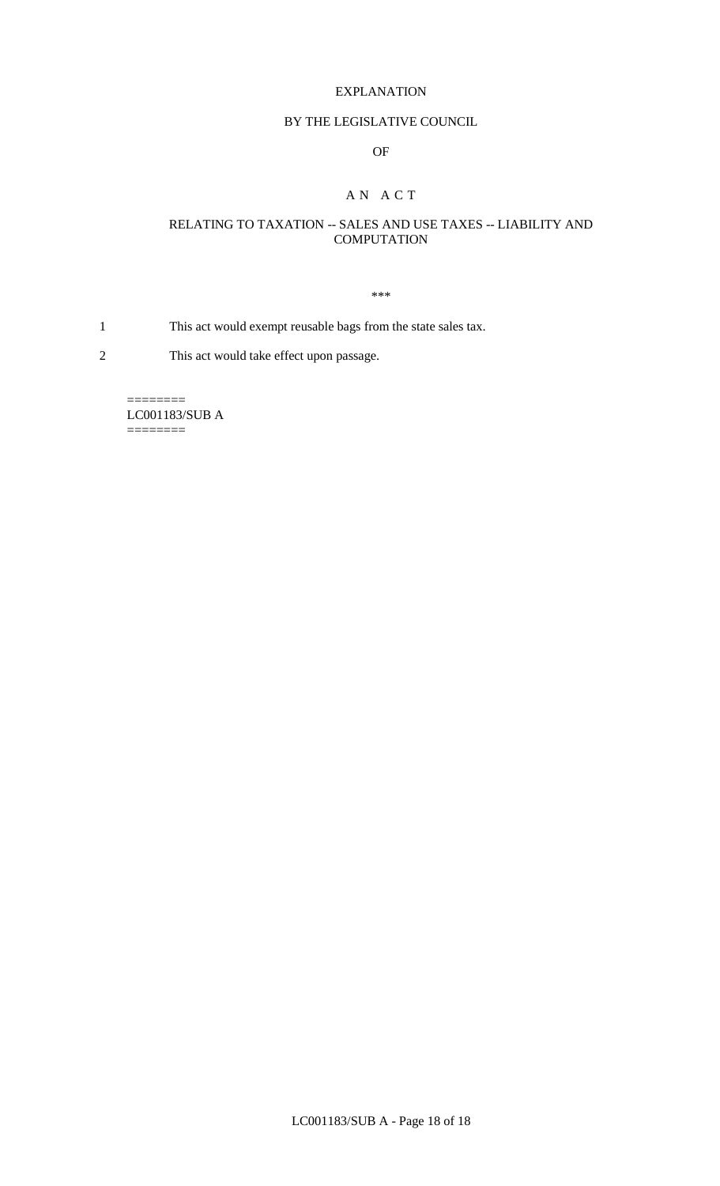EXPLANATION

BY THE LEGISLATIVE COUNCIL

OF

A N A C T

RELATING TO TAXATION -- SALES AND USE TAXES -- LIABILITY AND COMPUTATION

\*\*\*

1 This act would exempt reusable bags from the state sales tax.

2 This act would take effect upon passage.

========
LC001183/SUB A
========